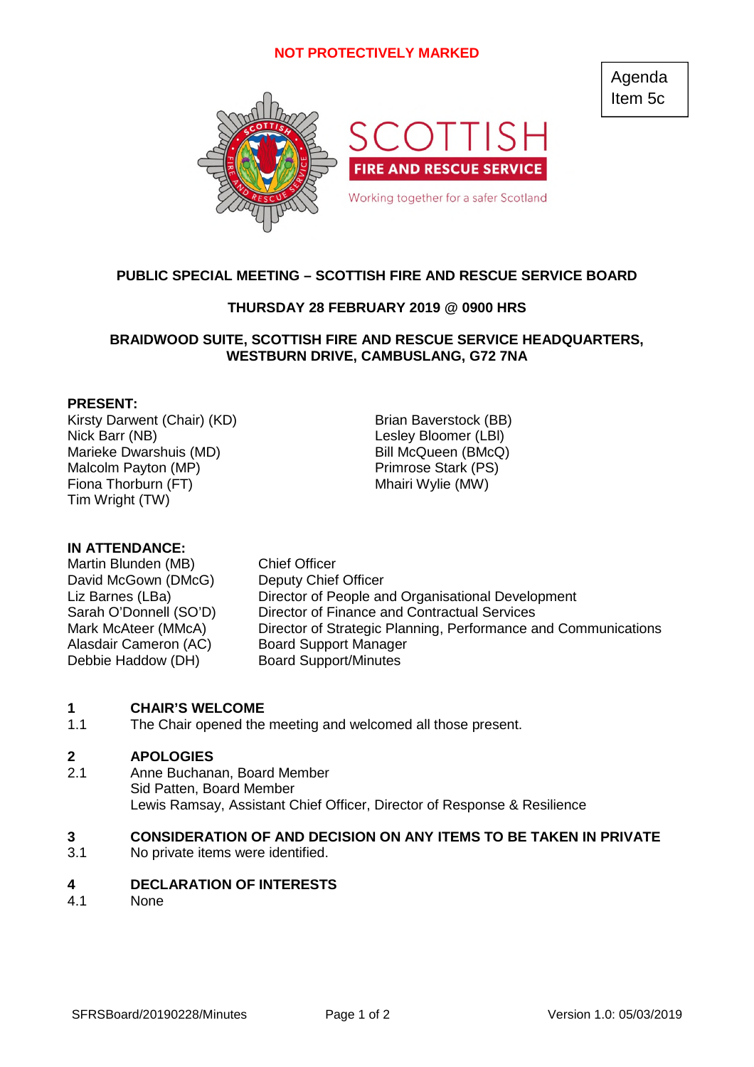NOT PROTECTIVELY MARKED

Agenda Item 5c

SCOTTISH FIRE AND RESCUE SERVICE

Working together for a safer Scotland

## PUBLIC SPECIAL MEETING – SCOTTISH FIRE AND RESCUE SERVICE BOARD

**THURSDAY 28 FEBRUARY 2019 @ 0900 HRS**

**BRAIDWOOD SUITE, SCOTTISH FIRE AND RESCUE SERVICE HEADQUARTERS, WESTBURN DRIVE, CAMBUSLANG, G72 7NA**

**PRESENT:**

Kirsty Darwent (Chair) (KD)
Nick Barr (NB)
Marieke Dwarshuis (MD)
Malcolm Payton (MP)
Fiona Thorburn (FT)
Tim Wright (TW)
Brian Baverstock (BB)
Lesley Bloomer (LBl)
Bill McQueen (BMcQ)
Primrose Stark (PS)
Mhairi Wylie (MW)

**IN ATTENDANCE:**

| | |
|---|---|
| Martin Blunden (MB) | Chief Officer |
| David McGown (DMcG) | Deputy Chief Officer |
| Liz Barnes (LBa) | Director of People and Organisational Development |
| Sarah O'Donnell (SO'D) | Director of Finance and Contractual Services |
| Mark McAteer (MMcA) | Director of Strategic Planning, Performance and Communications |
| Alasdair Cameron (AC) | Board Support Manager |
| Debbie Haddow (DH) | Board Support/Minutes |

**1 CHAIR'S WELCOME**

1.1 The Chair opened the meeting and welcomed all those present.

**2 APOLOGIES**

2.1 Anne Buchanan, Board Member
Sid Patten, Board Member
Lewis Ramsay, Assistant Chief Officer, Director of Response & Resilience

**3 CONSIDERATION OF AND DECISION ON ANY ITEMS TO BE TAKEN IN PRIVATE**

3.1 No private items were identified.

**4 DECLARATION OF INTERESTS**

4.1 None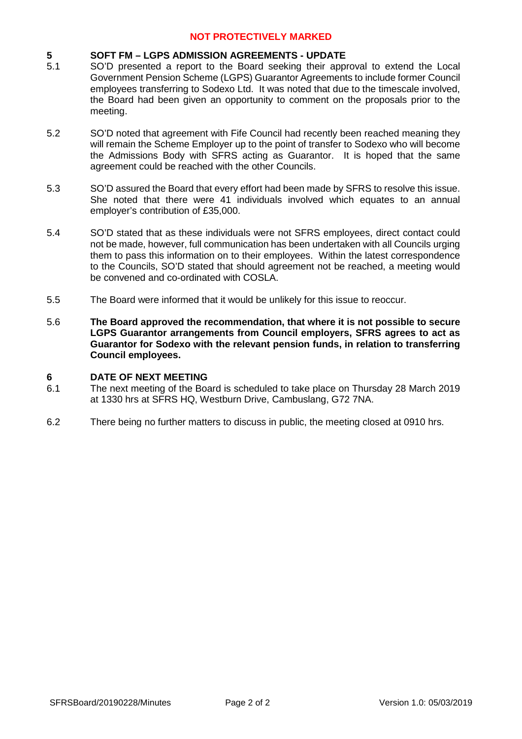**NOT PROTECTIVELY MARKED**

## 5 SOFT FM – LGPS ADMISSION AGREEMENTS - UPDATE

5.1 SO'D presented a report to the Board seeking their approval to extend the Local Government Pension Scheme (LGPS) Guarantor Agreements to include former Council employees transferring to Sodexo Ltd. It was noted that due to the timescale involved, the Board had been given an opportunity to comment on the proposals prior to the meeting.

5.2 SO'D noted that agreement with Fife Council had recently been reached meaning they will remain the Scheme Employer up to the point of transfer to Sodexo who will become the Admissions Body with SFRS acting as Guarantor. It is hoped that the same agreement could be reached with the other Councils.

5.3 SO'D assured the Board that every effort had been made by SFRS to resolve this issue. She noted that there were 41 individuals involved which equates to an annual employer's contribution of £35,000.

5.4 SO'D stated that as these individuals were not SFRS employees, direct contact could not be made, however, full communication has been undertaken with all Councils urging them to pass this information on to their employees. Within the latest correspondence to the Councils, SO'D stated that should agreement not be reached, a meeting would be convened and co-ordinated with COSLA.

5.5 The Board were informed that it would be unlikely for this issue to reoccur.

5.6 **The Board approved the recommendation, that where it is not possible to secure LGPS Guarantor arrangements from Council employers, SFRS agrees to act as Guarantor for Sodexo with the relevant pension funds, in relation to transferring Council employees.**

## 6 DATE OF NEXT MEETING

6.1 The next meeting of the Board is scheduled to take place on Thursday 28 March 2019 at 1330 hrs at SFRS HQ, Westburn Drive, Cambuslang, G72 7NA.

6.2 There being no further matters to discuss in public, the meeting closed at 0910 hrs.

SFRSBoard/20190228/Minutes　　Version 1.0: 05/03/2019